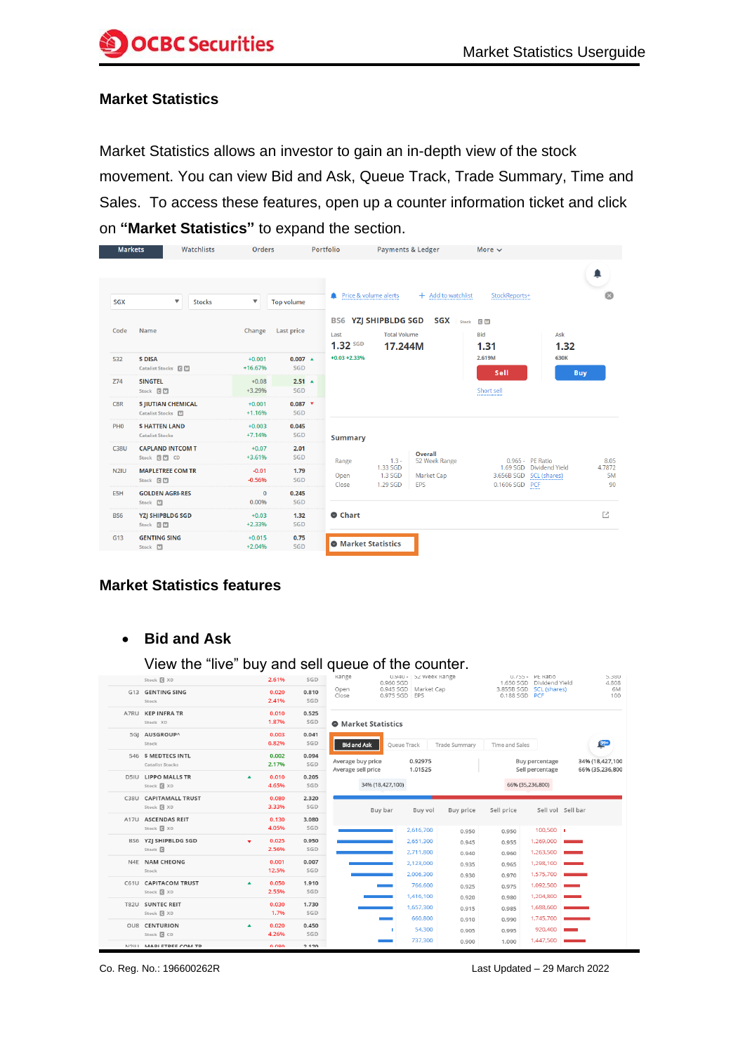## Market Statistics

Market Statistics allows an investor to gain an in-depth view of the stock movement. You can view Bid and Ask, Queue Track, Trade Summary, Time and Sales. To access these features, open up a counter information ticket and click on **"Market Statistics"** to expand the section.

## Market Statistics features

- **Bid and Ask**

  View the "live" buy and sell queue of the counter.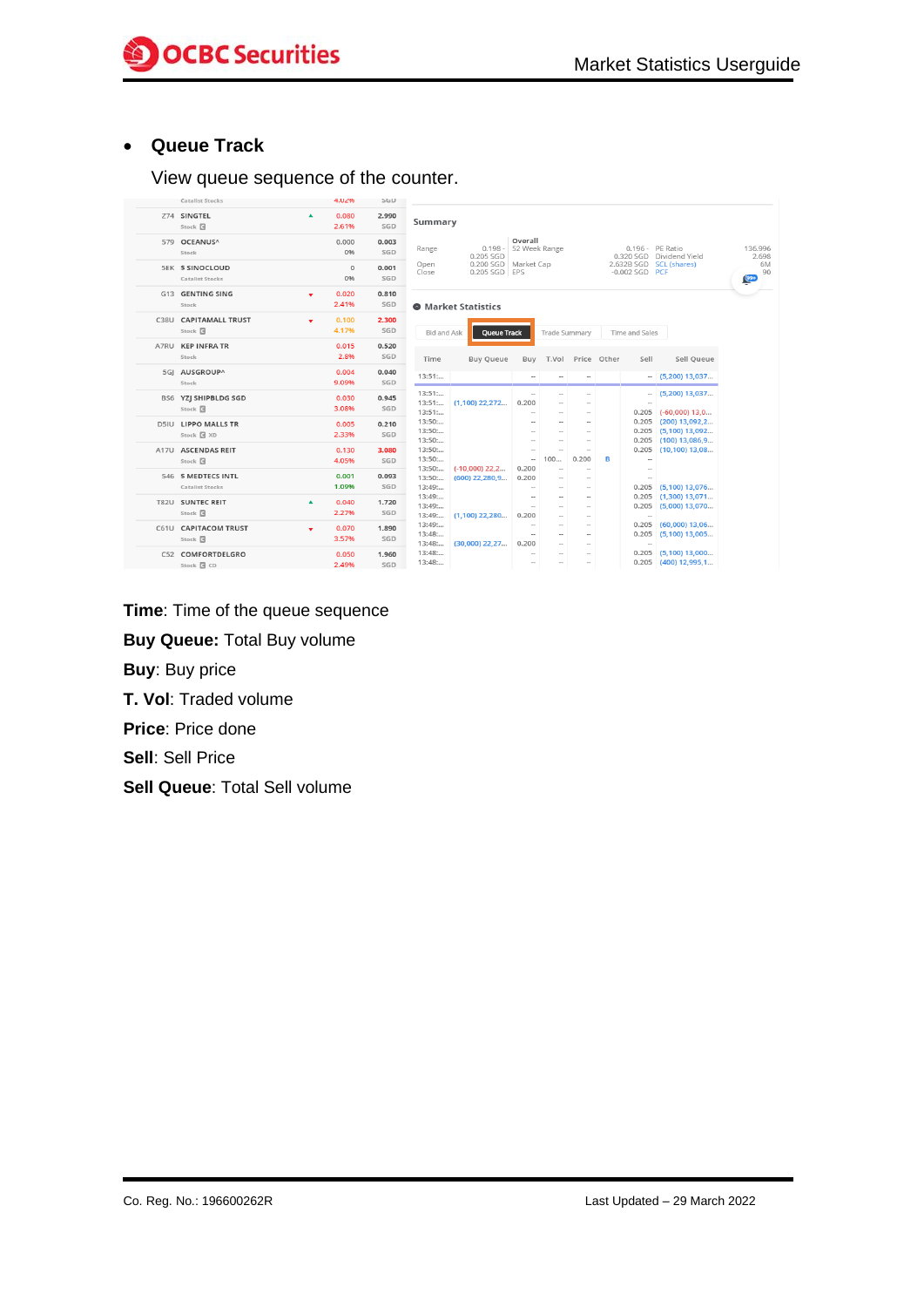- **Queue Track**

  View queue sequence of the counter.

**Time**: Time of the queue sequence

**Buy Queue:** Total Buy volume

**Buy**: Buy price

**T. Vol**: Traded volume

**Price**: Price done

**Sell**: Sell Price

**Sell Queue**: Total Sell volume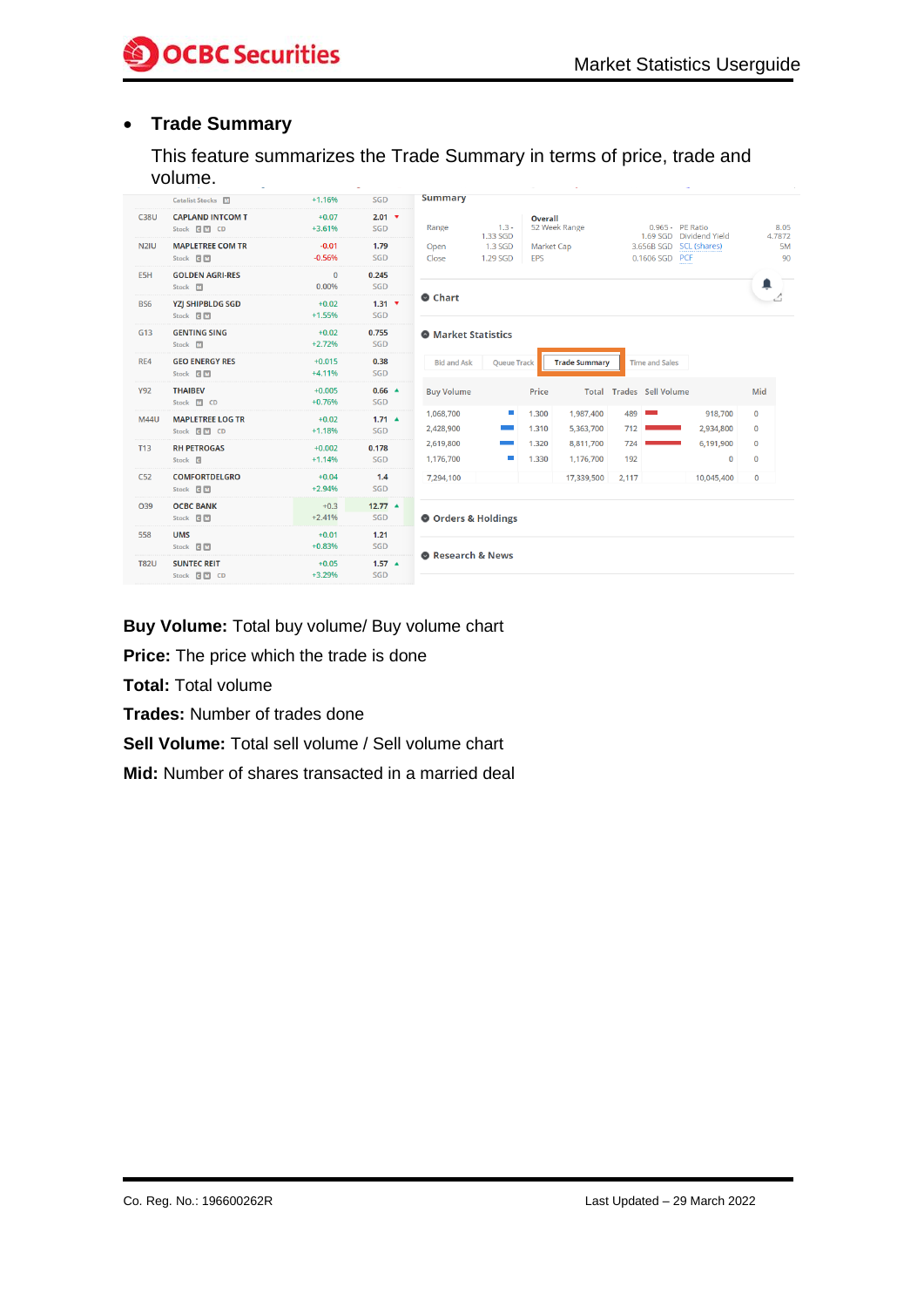- **Trade Summary**

  This feature summarizes the Trade Summary in terms of price, trade and volume.

**Buy Volume:** Total buy volume/ Buy volume chart

**Price:** The price which the trade is done

**Total:** Total volume

**Trades:** Number of trades done

**Sell Volume:** Total sell volume / Sell volume chart

**Mid:** Number of shares transacted in a married deal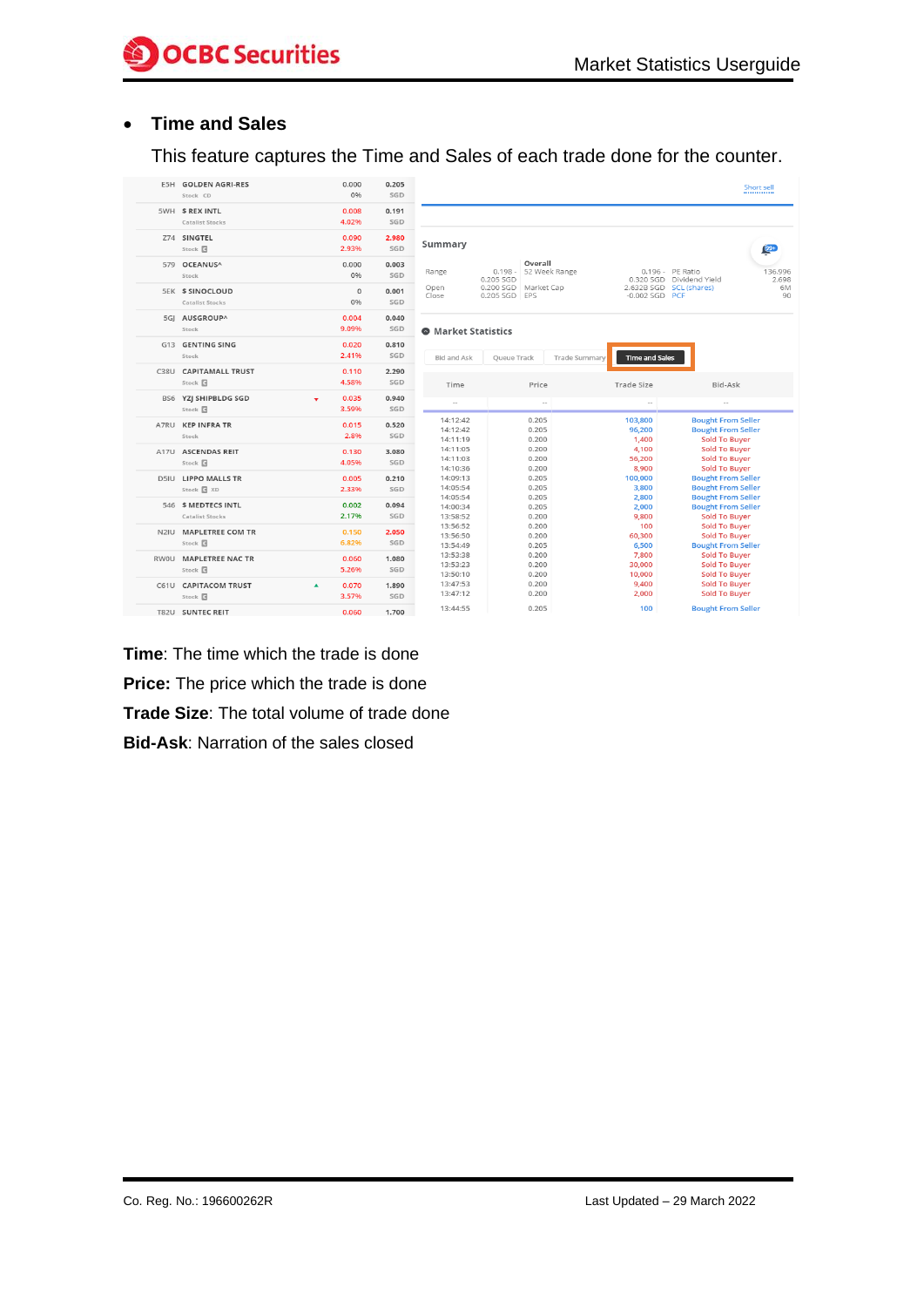- **Time and Sales**

  This feature captures the Time and Sales of each trade done for the counter.

**Time**: The time which the trade is done

**Price:** The price which the trade is done

**Trade Size**: The total volume of trade done

**Bid-Ask**: Narration of the sales closed